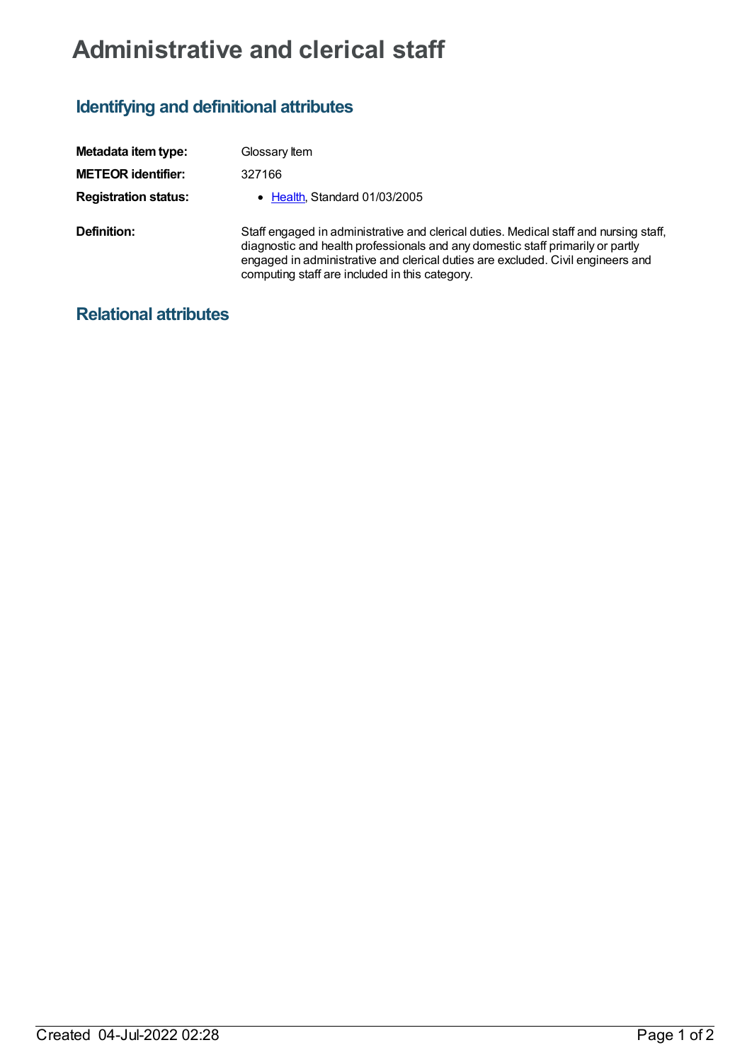# Administrative and clerical staff

## Identifying and definitional attributes

| | |
|---|---|
| **Metadata item type:** | Glossary Item |
| **METEOR identifier:** | 327166 |
| **Registration status:** | • Health, Standard 01/03/2005 |
| **Definition:** | Staff engaged in administrative and clerical duties. Medical staff and nursing staff, diagnostic and health professionals and any domestic staff primarily or partly engaged in administrative and clerical duties are excluded. Civil engineers and computing staff are included in this category. |

## Relational attributes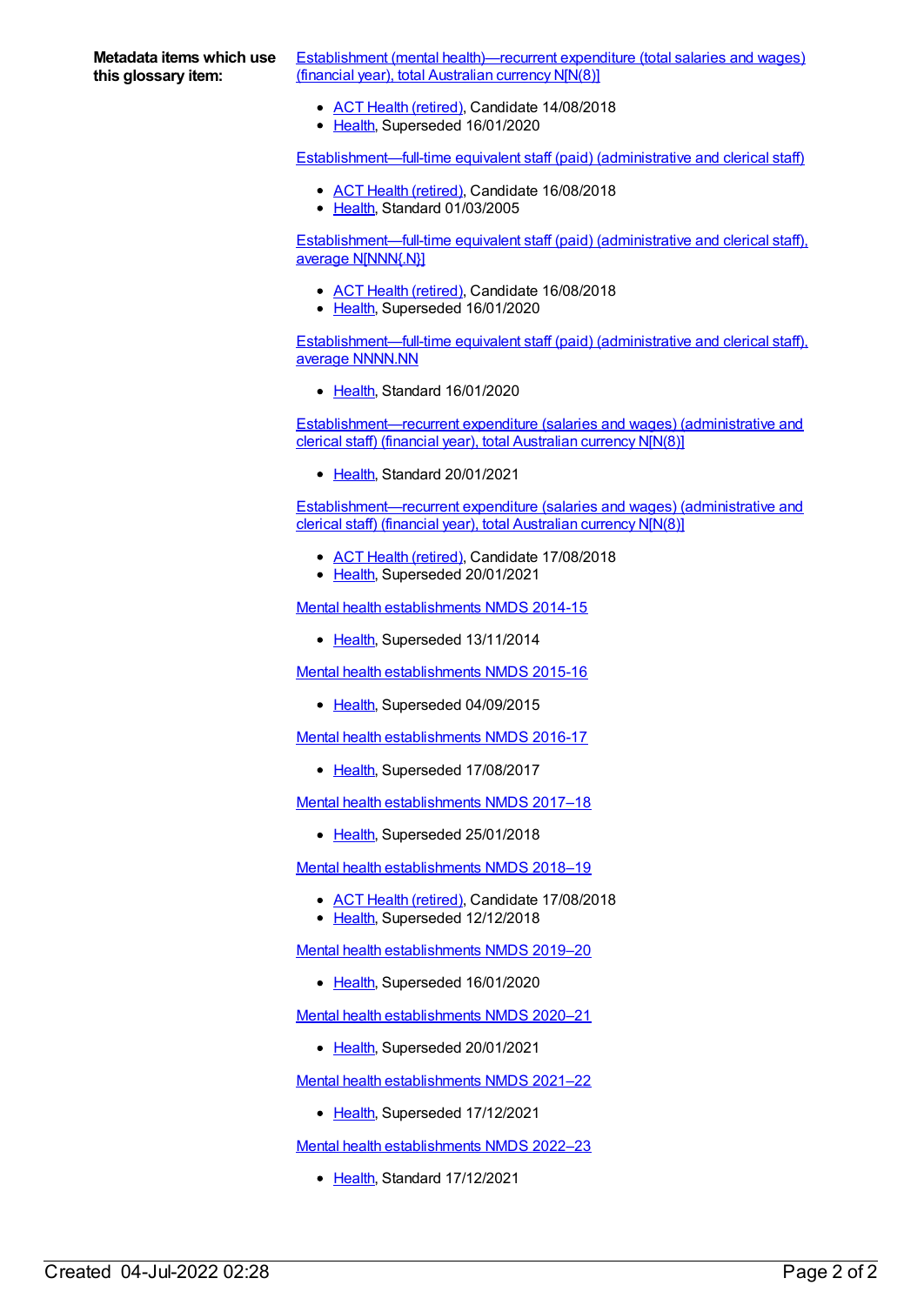**Metadata items which use this glossary item:**

Establishment (mental health)—recurrent expenditure (total salaries and wages) (financial year), total Australian currency N[N(8)]

- ACT Health (retired), Candidate 14/08/2018
- Health, Superseded 16/01/2020

Establishment—full-time equivalent staff (paid) (administrative and clerical staff)

- ACT Health (retired), Candidate 16/08/2018
- Health, Standard 01/03/2005

Establishment—full-time equivalent staff (paid) (administrative and clerical staff), average N[NNN{.N}]

- ACT Health (retired), Candidate 16/08/2018
- Health, Superseded 16/01/2020

Establishment—full-time equivalent staff (paid) (administrative and clerical staff), average NNNN.NN

- Health, Standard 16/01/2020

Establishment—recurrent expenditure (salaries and wages) (administrative and clerical staff) (financial year), total Australian currency N[N(8)]

- Health, Standard 20/01/2021

Establishment—recurrent expenditure (salaries and wages) (administrative and clerical staff) (financial year), total Australian currency N[N(8)]

- ACT Health (retired), Candidate 17/08/2018
- Health, Superseded 20/01/2021

Mental health establishments NMDS 2014-15

- Health, Superseded 13/11/2014

Mental health establishments NMDS 2015-16

- Health, Superseded 04/09/2015

Mental health establishments NMDS 2016-17

- Health, Superseded 17/08/2017

Mental health establishments NMDS 2017–18

- Health, Superseded 25/01/2018

Mental health establishments NMDS 2018–19

- ACT Health (retired), Candidate 17/08/2018
- Health, Superseded 12/12/2018

Mental health establishments NMDS 2019–20

- Health, Superseded 16/01/2020

Mental health establishments NMDS 2020–21

- Health, Superseded 20/01/2021

Mental health establishments NMDS 2021–22

- Health, Superseded 17/12/2021

Mental health establishments NMDS 2022–23

- Health, Standard 17/12/2021